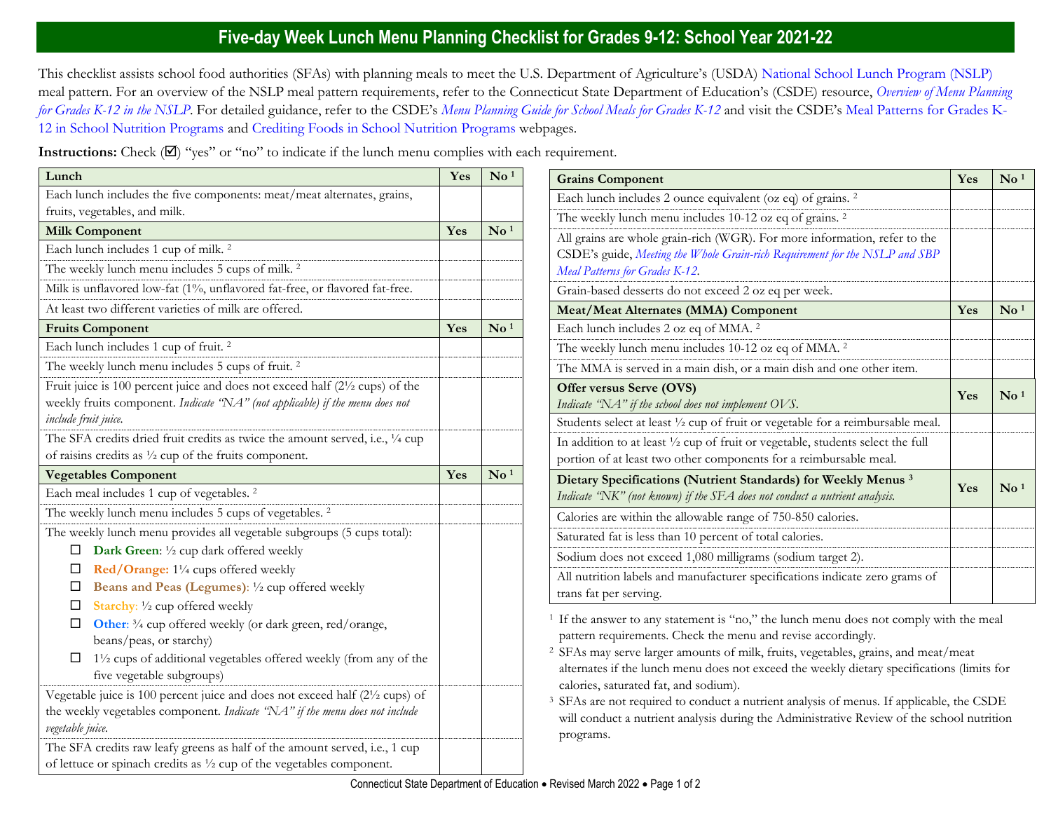# Five-day Week Lunch Menu Planning Checklist for Grades 9-12: School Year 2021-22

This checklist assists school food authorities (SFAs) with planning meals to meet the U.S. Department of Agriculture's (USDA) National School Lunch Program (NSLP) meal pattern. For an overview of the NSLP meal pattern requirements, refer to the Connecticut State Department of Education's (CSDE) resource, *Overview of Menu Planning for Grades K-12 in the NSLP*. For detailed guidance, refer to the CSDE's *Menu Planning Guide for School Meals for Grades K-12* and visit the CSDE's Meal Patterns for Grades K-12 in School Nutrition Programs and Crediting Foods in School Nutrition Programs webpages.

**Instructions:** Check (☑) "yes" or "no" to indicate if the lunch menu complies with each requirement.

| **Lunch** | **Yes** | **No [1]** |
|---|---|---|
| Each lunch includes the five components: meat/meat alternates, grains, fruits, vegetables, and milk. | | |
| **Milk Component** | **Yes** | **No [1]** |
| Each lunch includes 1 cup of milk. [2] | | |
| The weekly lunch menu includes 5 cups of milk. [2] | | |
| Milk is unflavored low-fat (1%, unflavored fat-free, or flavored fat-free. | | |
| At least two different varieties of milk are offered. | | |
| **Fruits Component** | **Yes** | **No [1]** |
| Each lunch includes 1 cup of fruit. [2] | | |
| The weekly lunch menu includes 5 cups of fruit. [2] | | |
| Fruit juice is 100 percent juice and does not exceed half (2½ cups) of the weekly fruits component. *Indicate "NA" (not applicable) if the menu does not include fruit juice.* | | |
| The SFA credits dried fruit credits as twice the amount served, i.e., ¼ cup of raisins credits as ½ cup of the fruits component. | | |
| **Vegetables Component** | **Yes** | **No [1]** |
| Each meal includes 1 cup of vegetables. [2] | | |
| The weekly lunch menu includes 5 cups of vegetables. [2] | | |
| The weekly lunch menu provides all vegetable subgroups (5 cups total):<br>☐ **Dark Green**: ½ cup dark offered weekly<br>☐ **Red/Orange:** 1¼ cups offered weekly<br>☐ **Beans and Peas (Legumes)**: ½ cup offered weekly<br>☐ **Starchy**: ½ cup offered weekly<br>☐ **Other**: ¾ cup offered weekly (or dark green, red/orange, beans/peas, or starchy)<br>☐ 1½ cups of additional vegetables offered weekly (from any of the five vegetable subgroups) | | |
| Vegetable juice is 100 percent juice and does not exceed half (2½ cups) of the weekly vegetables component. *Indicate "NA" if the menu does not include vegetable juice.* | | |
| The SFA credits raw leafy greens as half of the amount served, i.e., 1 cup of lettuce or spinach credits as ½ cup of the vegetables component. | | |

| **Grains Component** | **Yes** | **No [1]** |
|---|---|---|
| Each lunch includes 2 ounce equivalent (oz eq) of grains. [2] | | |
| The weekly lunch menu includes 10-12 oz eq of grains. [2] | | |
| All grains are whole grain-rich (WGR). For more information, refer to the CSDE's guide, *Meeting the Whole Grain-rich Requirement for the NSLP and SBP Meal Patterns for Grades K-12*. | | |
| Grain-based desserts do not exceed 2 oz eq per week. | | |
| **Meat/Meat Alternates (MMA) Component** | **Yes** | **No [1]** |
| Each lunch includes 2 oz eq of MMA. [2] | | |
| The weekly lunch menu includes 10-12 oz eq of MMA. [2] | | |
| The MMA is served in a main dish, or a main dish and one other item. | | |
| **Offer versus Serve (OVS)**<br>*Indicate "NA" if the school does not implement OVS.* | **Yes** | **No [1]** |
| Students select at least ½ cup of fruit or vegetable for a reimbursable meal. | | |
| In addition to at least ½ cup of fruit or vegetable, students select the full portion of at least two other components for a reimbursable meal. | | |
| **Dietary Specifications (Nutrient Standards) for Weekly Menus [3]**<br>*Indicate "NK" (not known) if the SFA does not conduct a nutrient analysis.* | **Yes** | **No [1]** |
| Calories are within the allowable range of 750-850 calories. | | |
| Saturated fat is less than 10 percent of total calories. | | |
| Sodium does not exceed 1,080 milligrams (sodium target 2). | | |
| All nutrition labels and manufacturer specifications indicate zero grams of trans fat per serving. | | |

[1] If the answer to any statement is "no," the lunch menu does not comply with the meal pattern requirements. Check the menu and revise accordingly.

[2] SFAs may serve larger amounts of milk, fruits, vegetables, grains, and meat/meat alternates if the lunch menu does not exceed the weekly dietary specifications (limits for calories, saturated fat, and sodium).

[3] SFAs are not required to conduct a nutrient analysis of menus. If applicable, the CSDE will conduct a nutrient analysis during the Administrative Review of the school nutrition programs.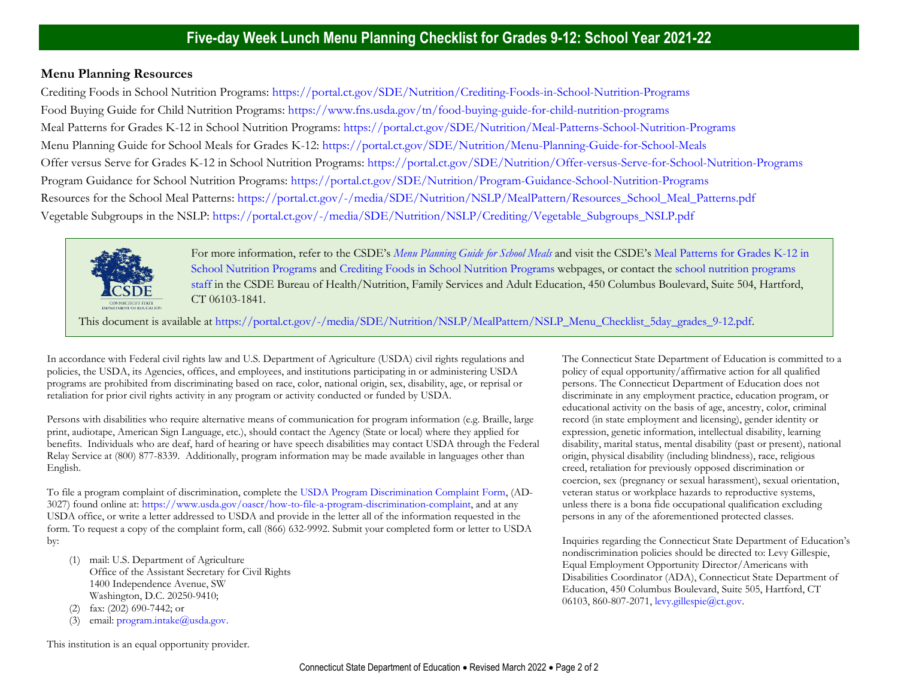# Five-day Week Lunch Menu Planning Checklist for Grades 9-12: School Year 2021-22

## Menu Planning Resources

Crediting Foods in School Nutrition Programs: https://portal.ct.gov/SDE/Nutrition/Crediting-Foods-in-School-Nutrition-Programs

Food Buying Guide for Child Nutrition Programs: https://www.fns.usda.gov/tn/food-buying-guide-for-child-nutrition-programs

Meal Patterns for Grades K-12 in School Nutrition Programs: https://portal.ct.gov/SDE/Nutrition/Meal-Patterns-School-Nutrition-Programs

Menu Planning Guide for School Meals for Grades K-12: https://portal.ct.gov/SDE/Nutrition/Menu-Planning-Guide-for-School-Meals

Offer versus Serve for Grades K-12 in School Nutrition Programs: https://portal.ct.gov/SDE/Nutrition/Offer-versus-Serve-for-School-Nutrition-Programs

Program Guidance for School Nutrition Programs: https://portal.ct.gov/SDE/Nutrition/Program-Guidance-School-Nutrition-Programs

Resources for the School Meal Patterns: https://portal.ct.gov/-/media/SDE/Nutrition/NSLP/MealPattern/Resources_School_Meal_Patterns.pdf

Vegetable Subgroups in the NSLP: https://portal.ct.gov/-/media/SDE/Nutrition/NSLP/Crediting/Vegetable_Subgroups_NSLP.pdf

For more information, refer to the CSDE's *Menu Planning Guide for School Meals* and visit the CSDE's Meal Patterns for Grades K-12 in School Nutrition Programs and Crediting Foods in School Nutrition Programs webpages, or contact the school nutrition programs staff in the CSDE Bureau of Health/Nutrition, Family Services and Adult Education, 450 Columbus Boulevard, Suite 504, Hartford, CT 06103-1841.

This document is available at https://portal.ct.gov/-/media/SDE/Nutrition/NSLP/MealPattern/NSLP_Menu_Checklist_5day_grades_9-12.pdf.

In accordance with Federal civil rights law and U.S. Department of Agriculture (USDA) civil rights regulations and policies, the USDA, its Agencies, offices, and employees, and institutions participating in or administering USDA programs are prohibited from discriminating based on race, color, national origin, sex, disability, age, or reprisal or retaliation for prior civil rights activity in any program or activity conducted or funded by USDA.

Persons with disabilities who require alternative means of communication for program information (e.g. Braille, large print, audiotape, American Sign Language, etc.), should contact the Agency (State or local) where they applied for benefits. Individuals who are deaf, hard of hearing or have speech disabilities may contact USDA through the Federal Relay Service at (800) 877-8339. Additionally, program information may be made available in languages other than English.

To file a program complaint of discrimination, complete the USDA Program Discrimination Complaint Form, (AD-3027) found online at: https://www.usda.gov/oascr/how-to-file-a-program-discrimination-complaint, and at any USDA office, or write a letter addressed to USDA and provide in the letter all of the information requested in the form. To request a copy of the complaint form, call (866) 632-9992. Submit your completed form or letter to USDA by:

(1) mail: U.S. Department of Agriculture
Office of the Assistant Secretary for Civil Rights
1400 Independence Avenue, SW
Washington, D.C. 20250-9410;
(2) fax: (202) 690-7442; or
(3) email: program.intake@usda.gov.

This institution is an equal opportunity provider.

The Connecticut State Department of Education is committed to a policy of equal opportunity/affirmative action for all qualified persons. The Connecticut Department of Education does not discriminate in any employment practice, education program, or educational activity on the basis of age, ancestry, color, criminal record (in state employment and licensing), gender identity or expression, genetic information, intellectual disability, learning disability, marital status, mental disability (past or present), national origin, physical disability (including blindness), race, religious creed, retaliation for previously opposed discrimination or coercion, sex (pregnancy or sexual harassment), sexual orientation, veteran status or workplace hazards to reproductive systems, unless there is a bona fide occupational qualification excluding persons in any of the aforementioned protected classes.

Inquiries regarding the Connecticut State Department of Education's nondiscrimination policies should be directed to: Levy Gillespie, Equal Employment Opportunity Director/Americans with Disabilities Coordinator (ADA), Connecticut State Department of Education, 450 Columbus Boulevard, Suite 505, Hartford, CT 06103, 860-807-2071, levy.gillespie@ct.gov.